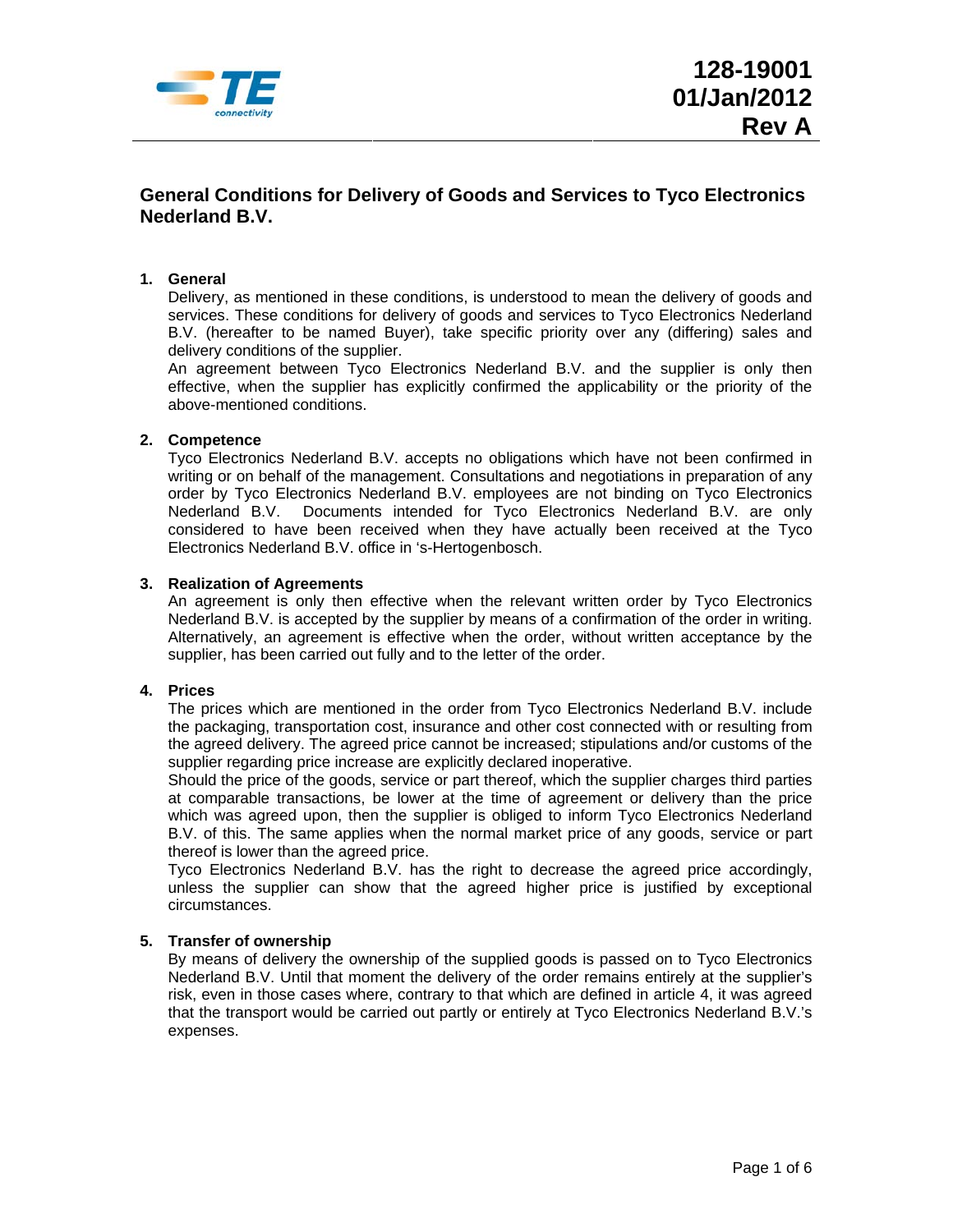128-19001
01/Jan/2012
Rev A

# General Conditions for Delivery of Goods and Services to Tyco Electronics Nederland B.V.

## 1. General

Delivery, as mentioned in these conditions, is understood to mean the delivery of goods and services. These conditions for delivery of goods and services to Tyco Electronics Nederland B.V. (hereafter to be named Buyer), take specific priority over any (differing) sales and delivery conditions of the supplier.
An agreement between Tyco Electronics Nederland B.V. and the supplier is only then effective, when the supplier has explicitly confirmed the applicability or the priority of the above-mentioned conditions.

## 2. Competence

Tyco Electronics Nederland B.V. accepts no obligations which have not been confirmed in writing or on behalf of the management. Consultations and negotiations in preparation of any order by Tyco Electronics Nederland B.V. employees are not binding on Tyco Electronics Nederland B.V. Documents intended for Tyco Electronics Nederland B.V. are only considered to have been received when they have actually been received at the Tyco Electronics Nederland B.V. office in 's-Hertogenbosch.

## 3. Realization of Agreements

An agreement is only then effective when the relevant written order by Tyco Electronics Nederland B.V. is accepted by the supplier by means of a confirmation of the order in writing. Alternatively, an agreement is effective when the order, without written acceptance by the supplier, has been carried out fully and to the letter of the order.

## 4. Prices

The prices which are mentioned in the order from Tyco Electronics Nederland B.V. include the packaging, transportation cost, insurance and other cost connected with or resulting from the agreed delivery. The agreed price cannot be increased; stipulations and/or customs of the supplier regarding price increase are explicitly declared inoperative.
Should the price of the goods, service or part thereof, which the supplier charges third parties at comparable transactions, be lower at the time of agreement or delivery than the price which was agreed upon, then the supplier is obliged to inform Tyco Electronics Nederland B.V. of this. The same applies when the normal market price of any goods, service or part thereof is lower than the agreed price.
Tyco Electronics Nederland B.V. has the right to decrease the agreed price accordingly, unless the supplier can show that the agreed higher price is justified by exceptional circumstances.

## 5. Transfer of ownership

By means of delivery the ownership of the supplied goods is passed on to Tyco Electronics Nederland B.V. Until that moment the delivery of the order remains entirely at the supplier's risk, even in those cases where, contrary to that which are defined in article 4, it was agreed that the transport would be carried out partly or entirely at Tyco Electronics Nederland B.V.'s expenses.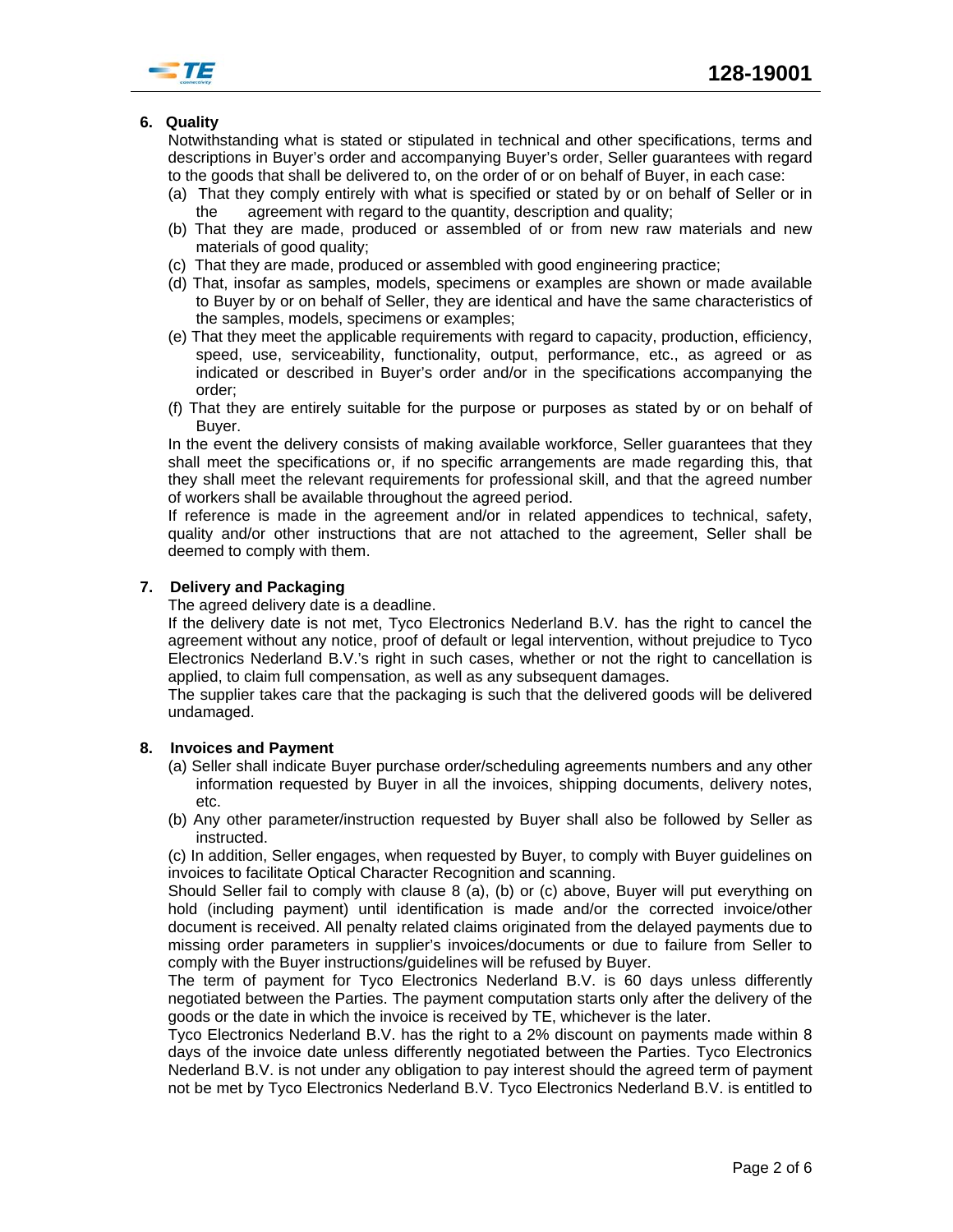## 6. Quality

Notwithstanding what is stated or stipulated in technical and other specifications, terms and descriptions in Buyer's order and accompanying Buyer's order, Seller guarantees with regard to the goods that shall be delivered to, on the order of or on behalf of Buyer, in each case:

(a) That they comply entirely with what is specified or stated by or on behalf of Seller or in the agreement with regard to the quantity, description and quality;

(b) That they are made, produced or assembled of or from new raw materials and new materials of good quality;

(c) That they are made, produced or assembled with good engineering practice;

(d) That, insofar as samples, models, specimens or examples are shown or made available to Buyer by or on behalf of Seller, they are identical and have the same characteristics of the samples, models, specimens or examples;

(e) That they meet the applicable requirements with regard to capacity, production, efficiency, speed, use, serviceability, functionality, output, performance, etc., as agreed or as indicated or described in Buyer's order and/or in the specifications accompanying the order;

(f) That they are entirely suitable for the purpose or purposes as stated by or on behalf of Buyer.

In the event the delivery consists of making available workforce, Seller guarantees that they shall meet the specifications or, if no specific arrangements are made regarding this, that they shall meet the relevant requirements for professional skill, and that the agreed number of workers shall be available throughout the agreed period.

If reference is made in the agreement and/or in related appendices to technical, safety, quality and/or other instructions that are not attached to the agreement, Seller shall be deemed to comply with them.

## 7. Delivery and Packaging

The agreed delivery date is a deadline.

If the delivery date is not met, Tyco Electronics Nederland B.V. has the right to cancel the agreement without any notice, proof of default or legal intervention, without prejudice to Tyco Electronics Nederland B.V.'s right in such cases, whether or not the right to cancellation is applied, to claim full compensation, as well as any subsequent damages.

The supplier takes care that the packaging is such that the delivered goods will be delivered undamaged.

## 8. Invoices and Payment

(a) Seller shall indicate Buyer purchase order/scheduling agreements numbers and any other information requested by Buyer in all the invoices, shipping documents, delivery notes, etc.

(b) Any other parameter/instruction requested by Buyer shall also be followed by Seller as instructed.

(c) In addition, Seller engages, when requested by Buyer, to comply with Buyer guidelines on invoices to facilitate Optical Character Recognition and scanning.

Should Seller fail to comply with clause 8 (a), (b) or (c) above, Buyer will put everything on hold (including payment) until identification is made and/or the corrected invoice/other document is received. All penalty related claims originated from the delayed payments due to missing order parameters in supplier's invoices/documents or due to failure from Seller to comply with the Buyer instructions/guidelines will be refused by Buyer.

The term of payment for Tyco Electronics Nederland B.V. is 60 days unless differently negotiated between the Parties. The payment computation starts only after the delivery of the goods or the date in which the invoice is received by TE, whichever is the later.

Tyco Electronics Nederland B.V. has the right to a 2% discount on payments made within 8 days of the invoice date unless differently negotiated between the Parties. Tyco Electronics Nederland B.V. is not under any obligation to pay interest should the agreed term of payment not be met by Tyco Electronics Nederland B.V. Tyco Electronics Nederland B.V. is entitled to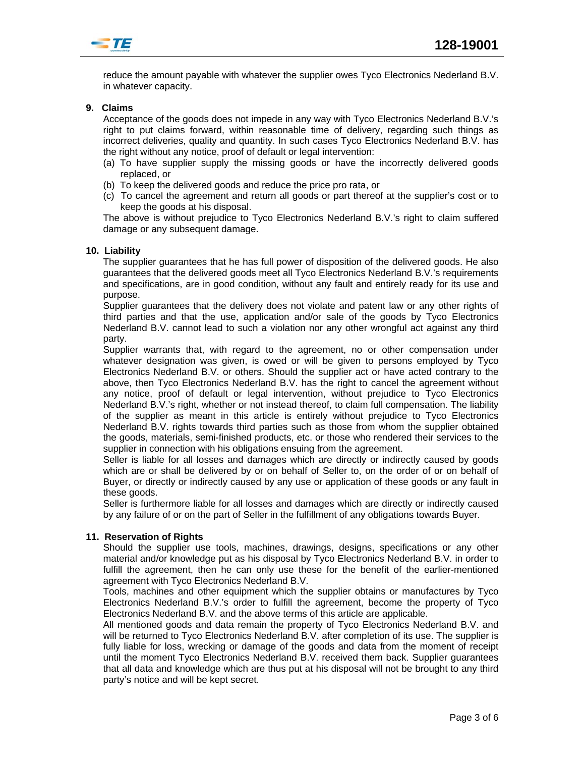reduce the amount payable with whatever the supplier owes Tyco Electronics Nederland B.V. in whatever capacity.

**9. Claims**

Acceptance of the goods does not impede in any way with Tyco Electronics Nederland B.V.'s right to put claims forward, within reasonable time of delivery, regarding such things as incorrect deliveries, quality and quantity. In such cases Tyco Electronics Nederland B.V. has the right without any notice, proof of default or legal intervention:

(a) To have supplier supply the missing goods or have the incorrectly delivered goods replaced, or
(b) To keep the delivered goods and reduce the price pro rata, or
(c) To cancel the agreement and return all goods or part thereof at the supplier's cost or to keep the goods at his disposal.

The above is without prejudice to Tyco Electronics Nederland B.V.'s right to claim suffered damage or any subsequent damage.

**10. Liability**

The supplier guarantees that he has full power of disposition of the delivered goods. He also guarantees that the delivered goods meet all Tyco Electronics Nederland B.V.'s requirements and specifications, are in good condition, without any fault and entirely ready for its use and purpose.

Supplier guarantees that the delivery does not violate and patent law or any other rights of third parties and that the use, application and/or sale of the goods by Tyco Electronics Nederland B.V. cannot lead to such a violation nor any other wrongful act against any third party.

Supplier warrants that, with regard to the agreement, no or other compensation under whatever designation was given, is owed or will be given to persons employed by Tyco Electronics Nederland B.V. or others. Should the supplier act or have acted contrary to the above, then Tyco Electronics Nederland B.V. has the right to cancel the agreement without any notice, proof of default or legal intervention, without prejudice to Tyco Electronics Nederland B.V.'s right, whether or not instead thereof, to claim full compensation. The liability of the supplier as meant in this article is entirely without prejudice to Tyco Electronics Nederland B.V. rights towards third parties such as those from whom the supplier obtained the goods, materials, semi-finished products, etc. or those who rendered their services to the supplier in connection with his obligations ensuing from the agreement.

Seller is liable for all losses and damages which are directly or indirectly caused by goods which are or shall be delivered by or on behalf of Seller to, on the order of or on behalf of Buyer, or directly or indirectly caused by any use or application of these goods or any fault in these goods.

Seller is furthermore liable for all losses and damages which are directly or indirectly caused by any failure of or on the part of Seller in the fulfillment of any obligations towards Buyer.

**11. Reservation of Rights**

Should the supplier use tools, machines, drawings, designs, specifications or any other material and/or knowledge put as his disposal by Tyco Electronics Nederland B.V. in order to fulfill the agreement, then he can only use these for the benefit of the earlier-mentioned agreement with Tyco Electronics Nederland B.V.

Tools, machines and other equipment which the supplier obtains or manufactures by Tyco Electronics Nederland B.V.'s order to fulfill the agreement, become the property of Tyco Electronics Nederland B.V. and the above terms of this article are applicable.

All mentioned goods and data remain the property of Tyco Electronics Nederland B.V. and will be returned to Tyco Electronics Nederland B.V. after completion of its use. The supplier is fully liable for loss, wrecking or damage of the goods and data from the moment of receipt until the moment Tyco Electronics Nederland B.V. received them back. Supplier guarantees that all data and knowledge which are thus put at his disposal will not be brought to any third party's notice and will be kept secret.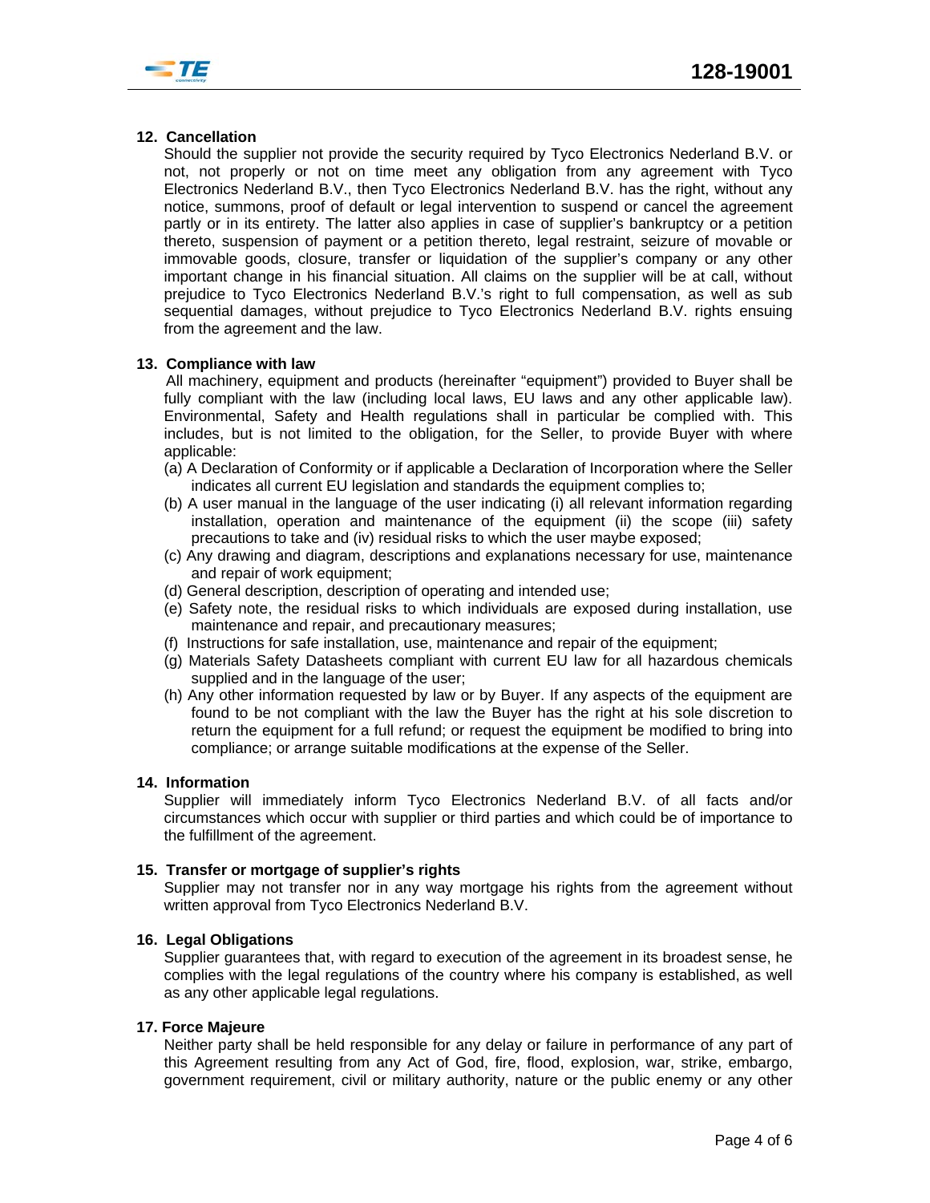## 12. Cancellation

Should the supplier not provide the security required by Tyco Electronics Nederland B.V. or not, not properly or not on time meet any obligation from any agreement with Tyco Electronics Nederland B.V., then Tyco Electronics Nederland B.V. has the right, without any notice, summons, proof of default or legal intervention to suspend or cancel the agreement partly or in its entirety. The latter also applies in case of supplier's bankruptcy or a petition thereto, suspension of payment or a petition thereto, legal restraint, seizure of movable or immovable goods, closure, transfer or liquidation of the supplier's company or any other important change in his financial situation. All claims on the supplier will be at call, without prejudice to Tyco Electronics Nederland B.V.'s right to full compensation, as well as sub sequential damages, without prejudice to Tyco Electronics Nederland B.V. rights ensuing from the agreement and the law.

## 13. Compliance with law

All machinery, equipment and products (hereinafter "equipment") provided to Buyer shall be fully compliant with the law (including local laws, EU laws and any other applicable law). Environmental, Safety and Health regulations shall in particular be complied with. This includes, but is not limited to the obligation, for the Seller, to provide Buyer with where applicable:

(a) A Declaration of Conformity or if applicable a Declaration of Incorporation where the Seller indicates all current EU legislation and standards the equipment complies to;

(b) A user manual in the language of the user indicating (i) all relevant information regarding installation, operation and maintenance of the equipment (ii) the scope (iii) safety precautions to take and (iv) residual risks to which the user maybe exposed;

(c) Any drawing and diagram, descriptions and explanations necessary for use, maintenance and repair of work equipment;

(d) General description, description of operating and intended use;

(e) Safety note, the residual risks to which individuals are exposed during installation, use maintenance and repair, and precautionary measures;

(f) Instructions for safe installation, use, maintenance and repair of the equipment;

(g) Materials Safety Datasheets compliant with current EU law for all hazardous chemicals supplied and in the language of the user;

(h) Any other information requested by law or by Buyer. If any aspects of the equipment are found to be not compliant with the law the Buyer has the right at his sole discretion to return the equipment for a full refund; or request the equipment be modified to bring into compliance; or arrange suitable modifications at the expense of the Seller.

## 14. Information

Supplier will immediately inform Tyco Electronics Nederland B.V. of all facts and/or circumstances which occur with supplier or third parties and which could be of importance to the fulfillment of the agreement.

## 15. Transfer or mortgage of supplier's rights

Supplier may not transfer nor in any way mortgage his rights from the agreement without written approval from Tyco Electronics Nederland B.V.

## 16. Legal Obligations

Supplier guarantees that, with regard to execution of the agreement in its broadest sense, he complies with the legal regulations of the country where his company is established, as well as any other applicable legal regulations.

## 17. Force Majeure

Neither party shall be held responsible for any delay or failure in performance of any part of this Agreement resulting from any Act of God, fire, flood, explosion, war, strike, embargo, government requirement, civil or military authority, nature or the public enemy or any other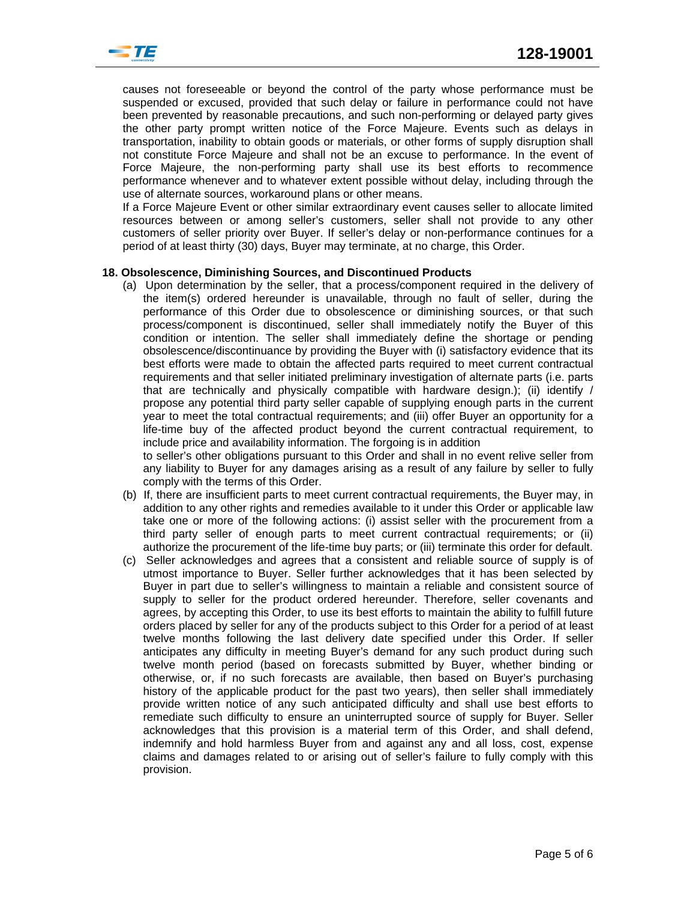causes not foreseeable or beyond the control of the party whose performance must be suspended or excused, provided that such delay or failure in performance could not have been prevented by reasonable precautions, and such non-performing or delayed party gives the other party prompt written notice of the Force Majeure. Events such as delays in transportation, inability to obtain goods or materials, or other forms of supply disruption shall not constitute Force Majeure and shall not be an excuse to performance. In the event of Force Majeure, the non-performing party shall use its best efforts to recommence performance whenever and to whatever extent possible without delay, including through the use of alternate sources, workaround plans or other means.

If a Force Majeure Event or other similar extraordinary event causes seller to allocate limited resources between or among seller's customers, seller shall not provide to any other customers of seller priority over Buyer. If seller's delay or non-performance continues for a period of at least thirty (30) days, Buyer may terminate, at no charge, this Order.

**18. Obsolescence, Diminishing Sources, and Discontinued Products**

(a) Upon determination by the seller, that a process/component required in the delivery of the item(s) ordered hereunder is unavailable, through no fault of seller, during the performance of this Order due to obsolescence or diminishing sources, or that such process/component is discontinued, seller shall immediately notify the Buyer of this condition or intention. The seller shall immediately define the shortage or pending obsolescence/discontinuance by providing the Buyer with (i) satisfactory evidence that its best efforts were made to obtain the affected parts required to meet current contractual requirements and that seller initiated preliminary investigation of alternate parts (i.e. parts that are technically and physically compatible with hardware design.); (ii) identify / propose any potential third party seller capable of supplying enough parts in the current year to meet the total contractual requirements; and (iii) offer Buyer an opportunity for a life-time buy of the affected product beyond the current contractual requirement, to include price and availability information. The forgoing is in addition to seller's other obligations pursuant to this Order and shall in no event relive seller from any liability to Buyer for any damages arising as a result of any failure by seller to fully comply with the terms of this Order.

(b) If, there are insufficient parts to meet current contractual requirements, the Buyer may, in addition to any other rights and remedies available to it under this Order or applicable law take one or more of the following actions: (i) assist seller with the procurement from a third party seller of enough parts to meet current contractual requirements; or (ii) authorize the procurement of the life-time buy parts; or (iii) terminate this order for default.

(c) Seller acknowledges and agrees that a consistent and reliable source of supply is of utmost importance to Buyer. Seller further acknowledges that it has been selected by Buyer in part due to seller's willingness to maintain a reliable and consistent source of supply to seller for the product ordered hereunder. Therefore, seller covenants and agrees, by accepting this Order, to use its best efforts to maintain the ability to fulfill future orders placed by seller for any of the products subject to this Order for a period of at least twelve months following the last delivery date specified under this Order. If seller anticipates any difficulty in meeting Buyer's demand for any such product during such twelve month period (based on forecasts submitted by Buyer, whether binding or otherwise, or, if no such forecasts are available, then based on Buyer's purchasing history of the applicable product for the past two years), then seller shall immediately provide written notice of any such anticipated difficulty and shall use best efforts to remediate such difficulty to ensure an uninterrupted source of supply for Buyer. Seller acknowledges that this provision is a material term of this Order, and shall defend, indemnify and hold harmless Buyer from and against any and all loss, cost, expense claims and damages related to or arising out of seller's failure to fully comply with this provision.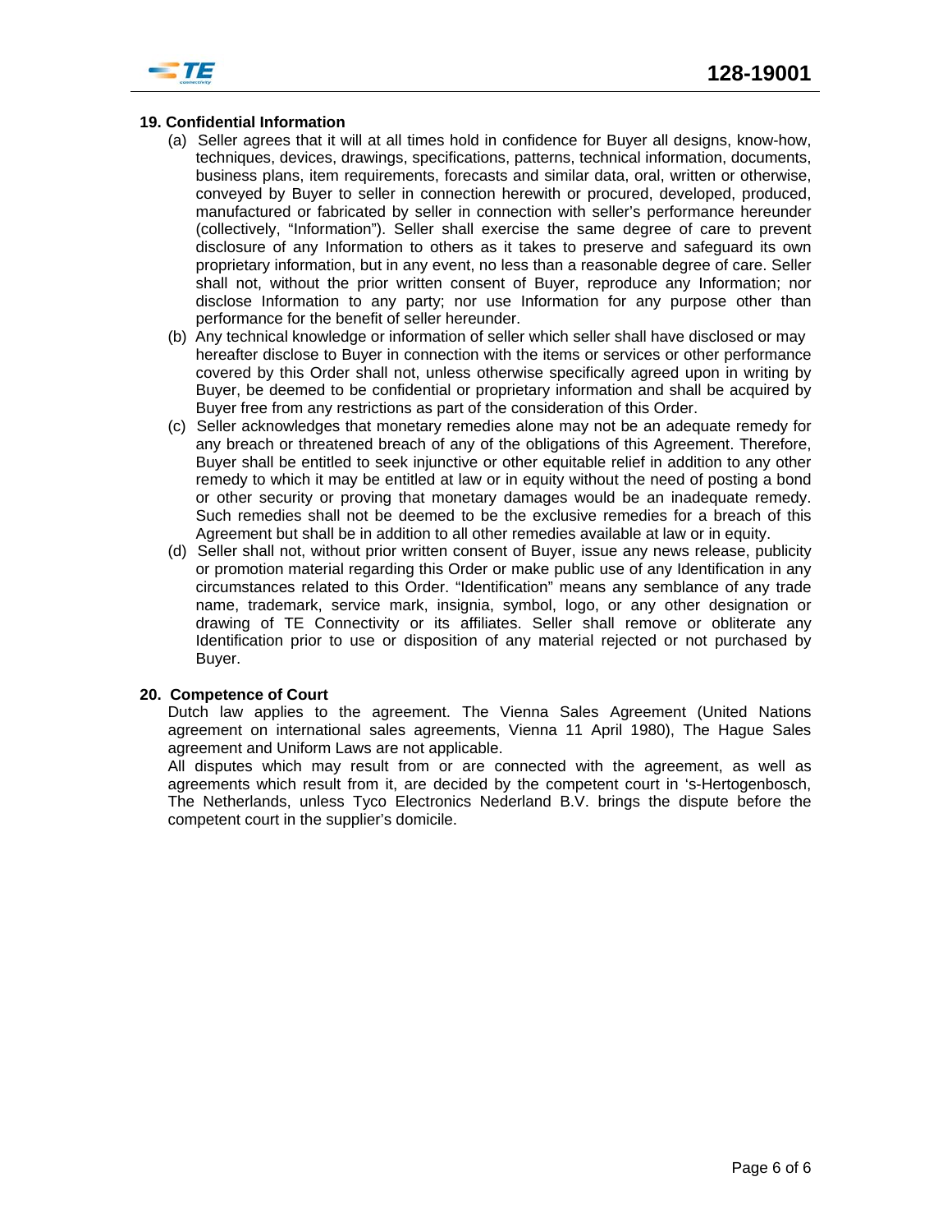### 19. Confidential Information

(a) Seller agrees that it will at all times hold in confidence for Buyer all designs, know-how, techniques, devices, drawings, specifications, patterns, technical information, documents, business plans, item requirements, forecasts and similar data, oral, written or otherwise, conveyed by Buyer to seller in connection herewith or procured, developed, produced, manufactured or fabricated by seller in connection with seller's performance hereunder (collectively, "Information"). Seller shall exercise the same degree of care to prevent disclosure of any Information to others as it takes to preserve and safeguard its own proprietary information, but in any event, no less than a reasonable degree of care. Seller shall not, without the prior written consent of Buyer, reproduce any Information; nor disclose Information to any party; nor use Information for any purpose other than performance for the benefit of seller hereunder.

(b) Any technical knowledge or information of seller which seller shall have disclosed or may hereafter disclose to Buyer in connection with the items or services or other performance covered by this Order shall not, unless otherwise specifically agreed upon in writing by Buyer, be deemed to be confidential or proprietary information and shall be acquired by Buyer free from any restrictions as part of the consideration of this Order.

(c) Seller acknowledges that monetary remedies alone may not be an adequate remedy for any breach or threatened breach of any of the obligations of this Agreement. Therefore, Buyer shall be entitled to seek injunctive or other equitable relief in addition to any other remedy to which it may be entitled at law or in equity without the need of posting a bond or other security or proving that monetary damages would be an inadequate remedy. Such remedies shall not be deemed to be the exclusive remedies for a breach of this Agreement but shall be in addition to all other remedies available at law or in equity.

(d) Seller shall not, without prior written consent of Buyer, issue any news release, publicity or promotion material regarding this Order or make public use of any Identification in any circumstances related to this Order. "Identification" means any semblance of any trade name, trademark, service mark, insignia, symbol, logo, or any other designation or drawing of TE Connectivity or its affiliates. Seller shall remove or obliterate any Identification prior to use or disposition of any material rejected or not purchased by Buyer.

### 20. Competence of Court

Dutch law applies to the agreement. The Vienna Sales Agreement (United Nations agreement on international sales agreements, Vienna 11 April 1980), The Hague Sales agreement and Uniform Laws are not applicable.

All disputes which may result from or are connected with the agreement, as well as agreements which result from it, are decided by the competent court in 's-Hertogenbosch, The Netherlands, unless Tyco Electronics Nederland B.V. brings the dispute before the competent court in the supplier's domicile.